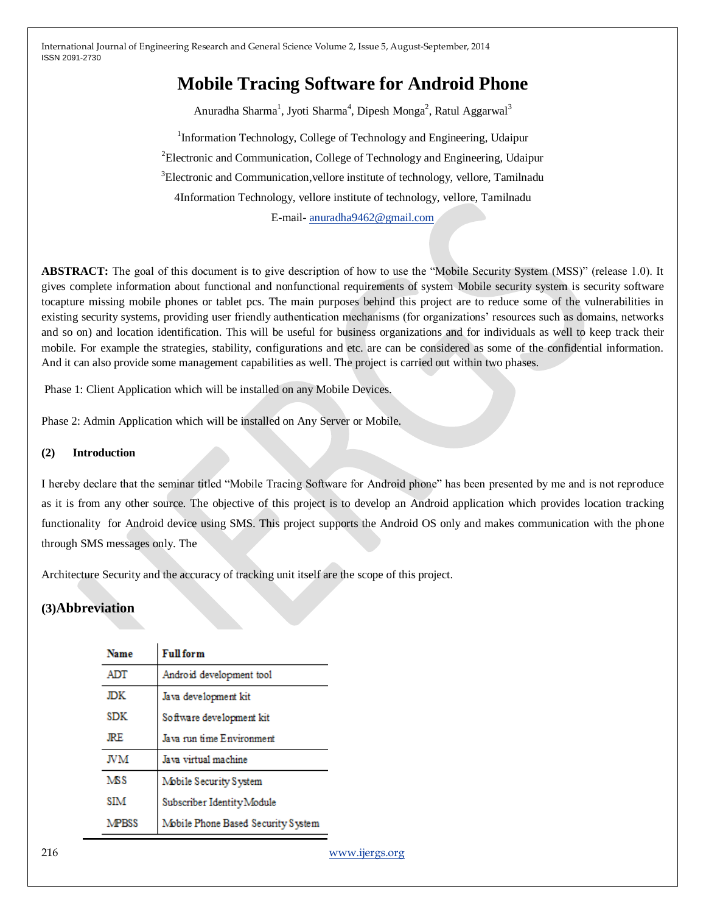# Mobile Tracing Software for Android Phone

Anuradha Sharma[1], Jyoti Sharma[4], Dipesh Monga[2], Ratul Aggarwal[3]

[1]Information Technology, College of Technology and Engineering, Udaipur

[2]Electronic and Communication, College of Technology and Engineering, Udaipur

[3]Electronic and Communication,vellore institute of technology, vellore, Tamilnadu

4Information Technology, vellore institute of technology, vellore, Tamilnadu

E-mail- anuradha9462@gmail.com

**ABSTRACT:** The goal of this document is to give description of how to use the "Mobile Security System (MSS)" (release 1.0). It gives complete information about functional and nonfunctional requirements of system Mobile security system is security software tocapture missing mobile phones or tablet pcs. The main purposes behind this project are to reduce some of the vulnerabilities in existing security systems, providing user friendly authentication mechanisms (for organizations' resources such as domains, networks and so on) and location identification. This will be useful for business organizations and for individuals as well to keep track their mobile. For example the strategies, stability, configurations and etc. are can be considered as some of the confidential information. And it can also provide some management capabilities as well. The project is carried out within two phases.

Phase 1: Client Application which will be installed on any Mobile Devices.

Phase 2: Admin Application which will be installed on Any Server or Mobile.

#### (2) Introduction

I hereby declare that the seminar titled "Mobile Tracing Software for Android phone" has been presented by me and is not reproduce as it is from any other source. The objective of this project is to develop an Android application which provides location tracking functionality for Android device using SMS. This project supports the Android OS only and makes communication with the phone through SMS messages only. The

Architecture Security and the accuracy of tracking unit itself are the scope of this project.

## (3)Abbreviation

| Name | Full form |
|---|---|
| ADT | Android development tool |
| JDK | Java development kit |
| SDK | Software development kit |
| JRE | Java run time Environment |
| JVM | Java virtual machine |
| MSS | Mobile Security System |
| SIM | Subscriber Identity Module |
| MPBSS | Mobile Phone Based Security System |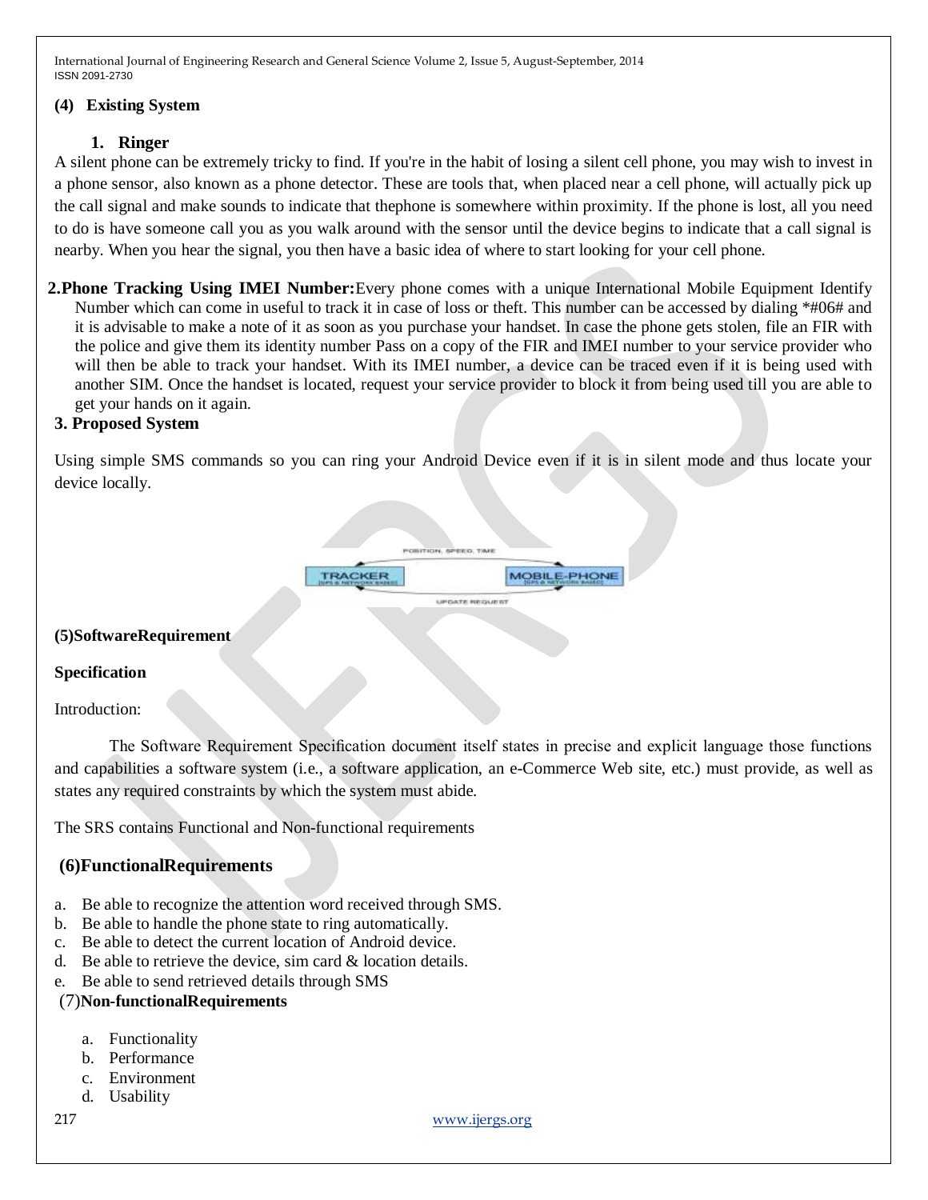## (4) Existing System

### 1. Ringer

A silent phone can be extremely tricky to find. If you're in the habit of losing a silent cell phone, you may wish to invest in a phone sensor, also known as a phone detector. These are tools that, when placed near a cell phone, will actually pick up the call signal and make sounds to indicate that thephone is somewhere within proximity. If the phone is lost, all you need to do is have someone call you as you walk around with the sensor until the device begins to indicate that a call signal is nearby. When you hear the signal, you then have a basic idea of where to start looking for your cell phone.

**2.Phone Tracking Using IMEI Number:**Every phone comes with a unique International Mobile Equipment Identify Number which can come in useful to track it in case of loss or theft. This number can be accessed by dialing *#06# and it is advisable to make a note of it as soon as you purchase your handset. In case the phone gets stolen, file an FIR with the police and give them its identity number Pass on a copy of the FIR and IMEI number to your service provider who will then be able to track your handset. With its IMEI number, a device can be traced even if it is being used with another SIM. Once the handset is located, request your service provider to block it from being used till you are able to get your hands on it again.

### 3. Proposed System

Using simple SMS commands so you can ring your Android Device even if it is in silent mode and thus locate your device locally.

POSITION, SPEED, TIME

TRACKER (GPS & NETWORK BASED) — MOBILE-PHONE (GPS & NETWORK BASED)

UPDATE REQUEST

## (5)SoftwareRequirement

**Specification**

Introduction:

The Software Requirement Specification document itself states in precise and explicit language those functions and capabilities a software system (i.e., a software application, an e-Commerce Web site, etc.) must provide, as well as states any required constraints by which the system must abide.

The SRS contains Functional and Non-functional requirements

## (6)FunctionalRequirements

a. Be able to recognize the attention word received through SMS.
b. Be able to handle the phone state to ring automatically.
c. Be able to detect the current location of Android device.
d. Be able to retrieve the device, sim card & location details.
e. Be able to send retrieved details through SMS

## (7)Non-functionalRequirements

a. Functionality
b. Performance
c. Environment
d. Usability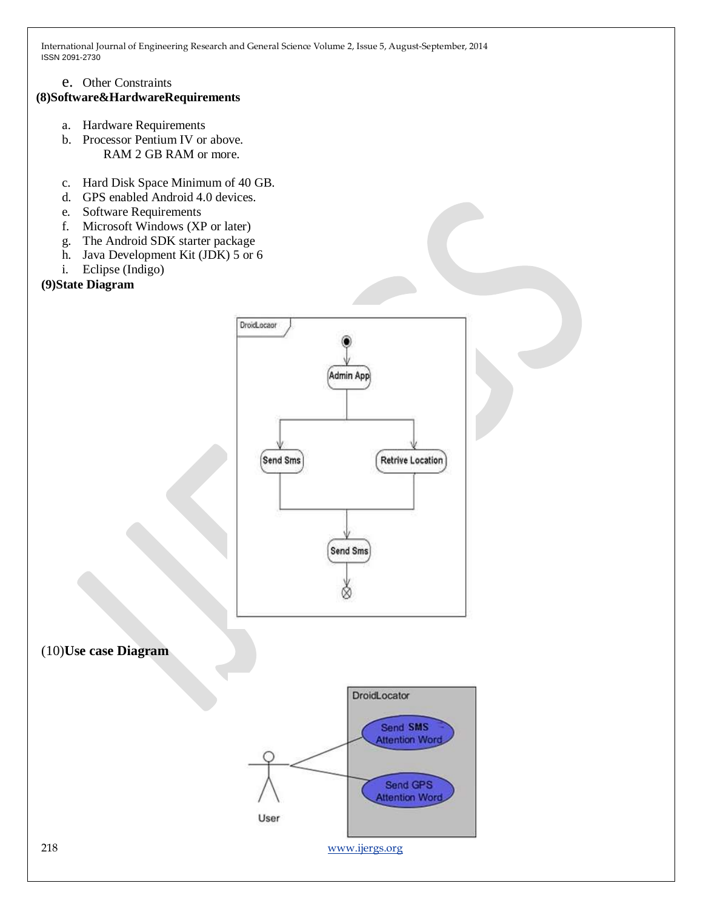e. Other Constraints

**(8)Software&HardwareRequirements**

a. Hardware Requirements
b. Processor Pentium IV or above.
   RAM 2 GB RAM or more.

c. Hard Disk Space Minimum of 40 GB.
d. GPS enabled Android 4.0 devices.
e. Software Requirements
f. Microsoft Windows (XP or later)
g. The Android SDK starter package
h. Java Development Kit (JDK) 5 or 6
i. Eclipse (Indigo)

**(9)State Diagram**

(10)**Use case Diagram**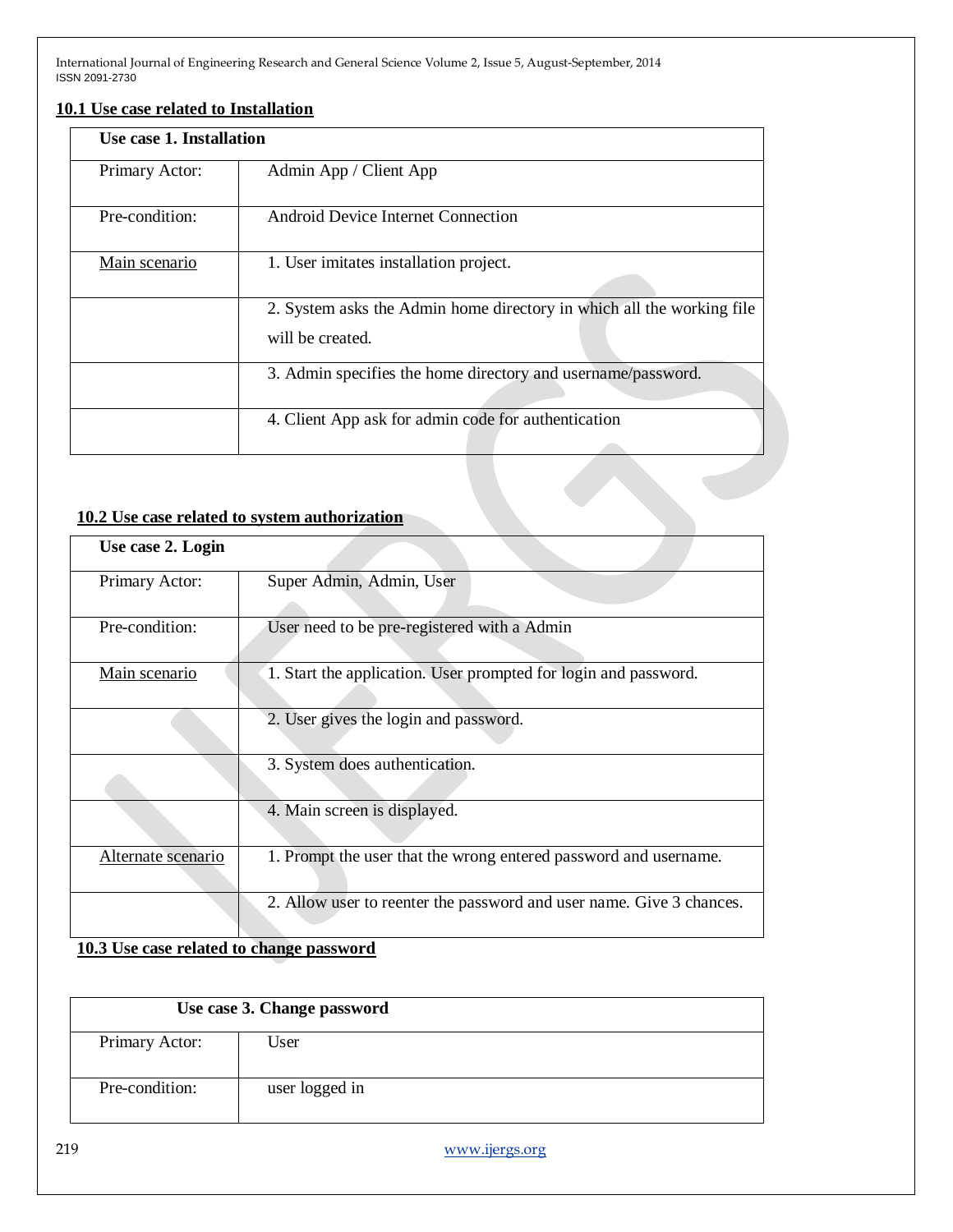### 10.1 Use case related to Installation

| Use case 1. Installation | |
|---|---|
| Primary Actor: | Admin App / Client App |
| Pre-condition: | Android Device Internet Connection |
| Main scenario | 1. User imitates installation project. |
| | 2. System asks the Admin home directory in which all the working file will be created. |
| | 3. Admin specifies the home directory and username/password. |
| | 4. Client App ask for admin code for authentication |

### 10.2 Use case related to system authorization

| Use case 2. Login | |
|---|---|
| Primary Actor: | Super Admin, Admin, User |
| Pre-condition: | User need to be pre-registered with a Admin |
| Main scenario | 1. Start the application. User prompted for login and password. |
| | 2. User gives the login and password. |
| | 3. System does authentication. |
| | 4. Main screen is displayed. |
| Alternate scenario | 1. Prompt the user that the wrong entered password and username. |
| | 2. Allow user to reenter the password and user name. Give 3 chances. |

### 10.3 Use case related to change password

| Use case 3. Change password | |
|---|---|
| Primary Actor: | User |
| Pre-condition: | user logged in |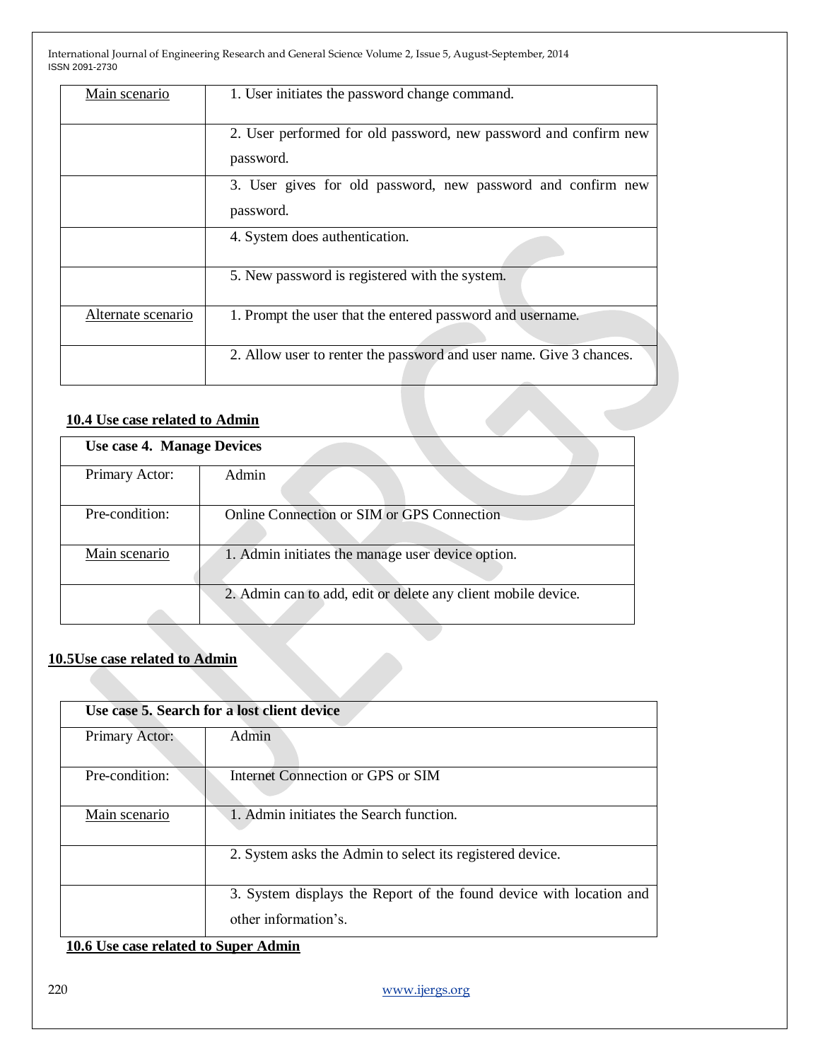| Main scenario | 1. User initiates the password change command. |
|---|---|
| | 2. User performed for old password, new password and confirm new password. |
| | 3. User gives for old password, new password and confirm new password. |
| | 4. System does authentication. |
| | 5. New password is registered with the system. |
| Alternate scenario | 1. Prompt the user that the entered password and username. |
| | 2. Allow user to renter the password and user name. Give 3 chances. |

### 10.4 Use case related to Admin

| **Use case 4. Manage Devices** | |
|---|---|
| Primary Actor: | Admin |
| Pre-condition: | Online Connection or SIM or GPS Connection |
| Main scenario | 1. Admin initiates the manage user device option. |
| | 2. Admin can to add, edit or delete any client mobile device. |

### 10.5Use case related to Admin

| **Use case 5. Search for a lost client device** | |
|---|---|
| Primary Actor: | Admin |
| Pre-condition: | Internet Connection or GPS or SIM |
| Main scenario | 1. Admin initiates the Search function. |
| | 2. System asks the Admin to select its registered device. |
| | 3. System displays the Report of the found device with location and other information's. |

### 10.6 Use case related to Super Admin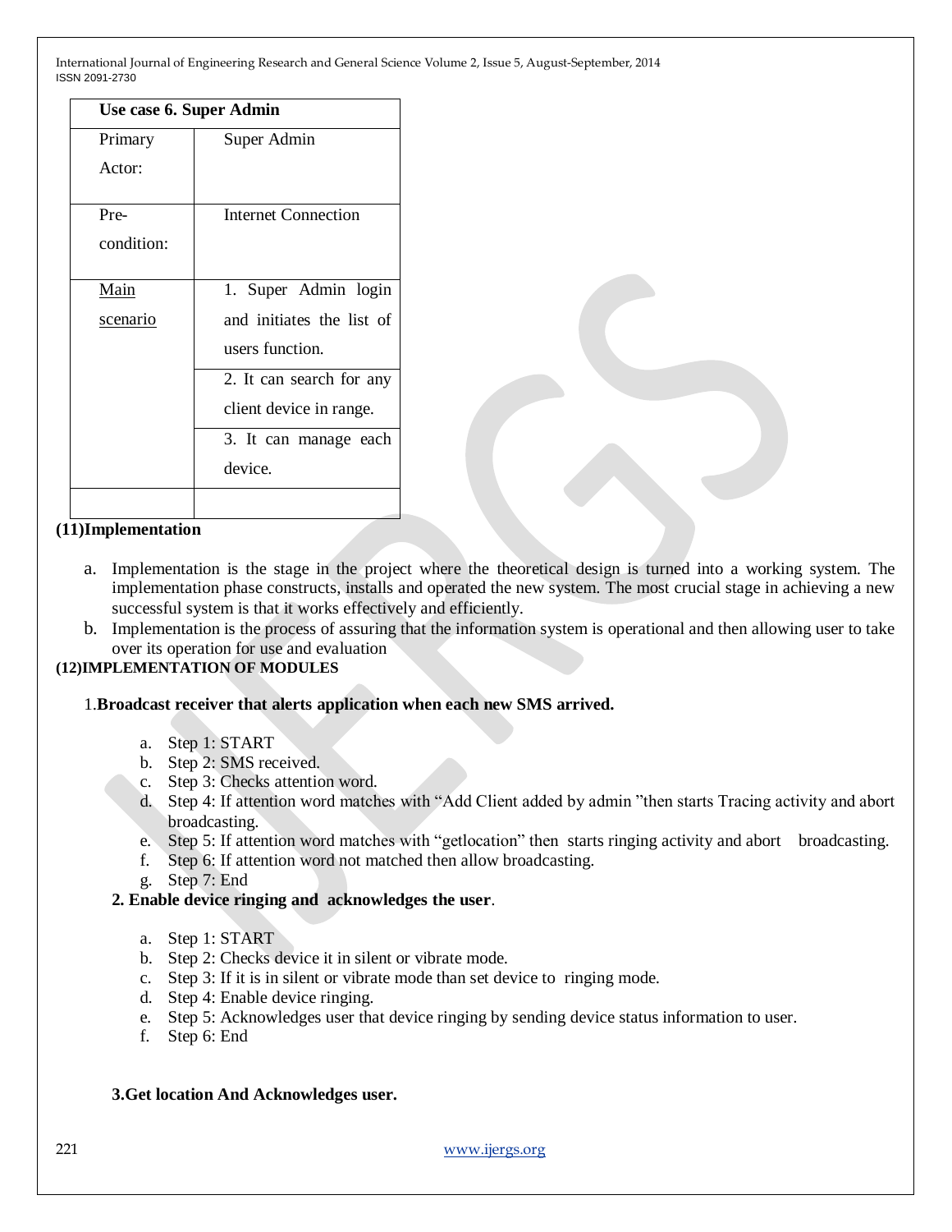| Use case 6. Super Admin | |
|---|---|
| Primary Actor: | Super Admin |
| Pre-condition: | Internet Connection |
| Main scenario | 1. Super Admin login and initiates the list of users function. |
| | 2. It can search for any client device in range. |
| | 3. It can manage each device. |
| | |

**(11)Implementation**

a. Implementation is the stage in the project where the theoretical design is turned into a working system. The implementation phase constructs, installs and operated the new system. The most crucial stage in achieving a new successful system is that it works effectively and efficiently.
b. Implementation is the process of assuring that the information system is operational and then allowing user to take over its operation for use and evaluation

**(12)IMPLEMENTATION OF MODULES**

1.**Broadcast receiver that alerts application when each new SMS arrived.**

a. Step 1: START
b. Step 2: SMS received.
c. Step 3: Checks attention word.
d. Step 4: If attention word matches with "Add Client added by admin "then starts Tracing activity and abort broadcasting.
e. Step 5: If attention word matches with "getlocation" then starts ringing activity and abort broadcasting.
f. Step 6: If attention word not matched then allow broadcasting.
g. Step 7: End

**2. Enable device ringing and acknowledges the user**.

a. Step 1: START
b. Step 2: Checks device it in silent or vibrate mode.
c. Step 3: If it is in silent or vibrate mode than set device to ringing mode.
d. Step 4: Enable device ringing.
e. Step 5: Acknowledges user that device ringing by sending device status information to user.
f. Step 6: End

**3.Get location And Acknowledges user.**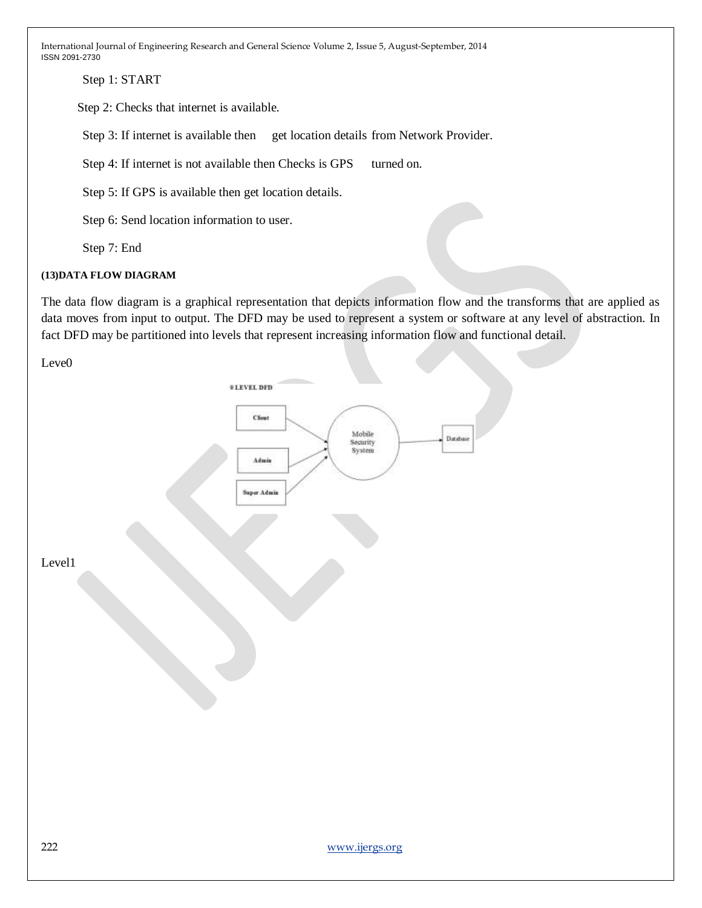Step 1: START

Step 2: Checks that internet is available.

Step 3: If internet is available then get location details from Network Provider.

Step 4: If internet is not available then Checks is GPS turned on.

Step 5: If GPS is available then get location details.

Step 6: Send location information to user.

Step 7: End

#### (13)DATA FLOW DIAGRAM

The data flow diagram is a graphical representation that depicts information flow and the transforms that are applied as data moves from input to output. The DFD may be used to represent a system or software at any level of abstraction. In fact DFD may be partitioned into levels that represent increasing information flow and functional detail.

Leve0

0 LEVEL DFD

Client

Admin

Super Admin

Mobile Security System

Database

Level1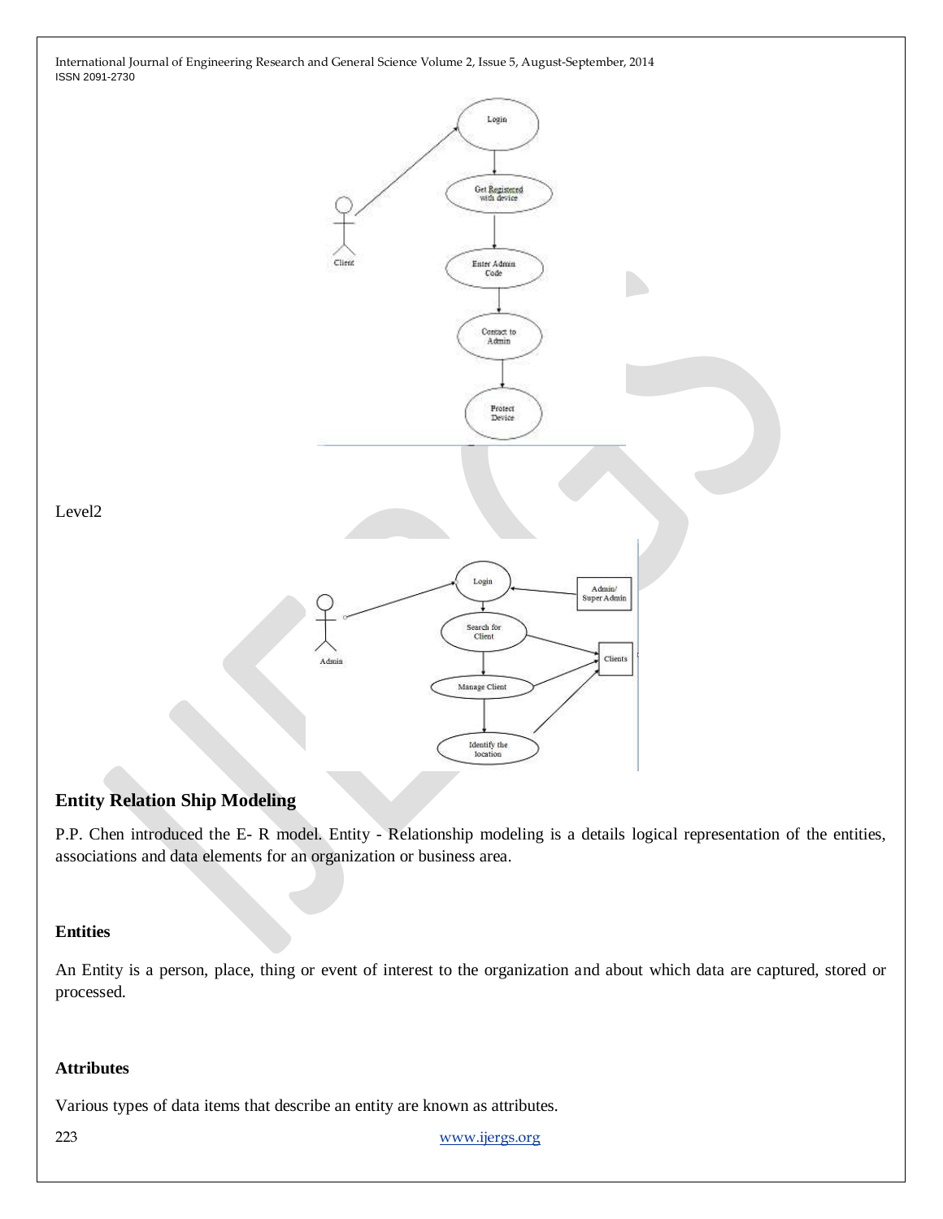Level2

## Entity Relation Ship Modeling

P.P. Chen introduced the E- R model. Entity - Relationship modeling is a details logical representation of the entities, associations and data elements for an organization or business area.

### Entities

An Entity is a person, place, thing or event of interest to the organization and about which data are captured, stored or processed.

### Attributes

Various types of data items that describe an entity are known as attributes.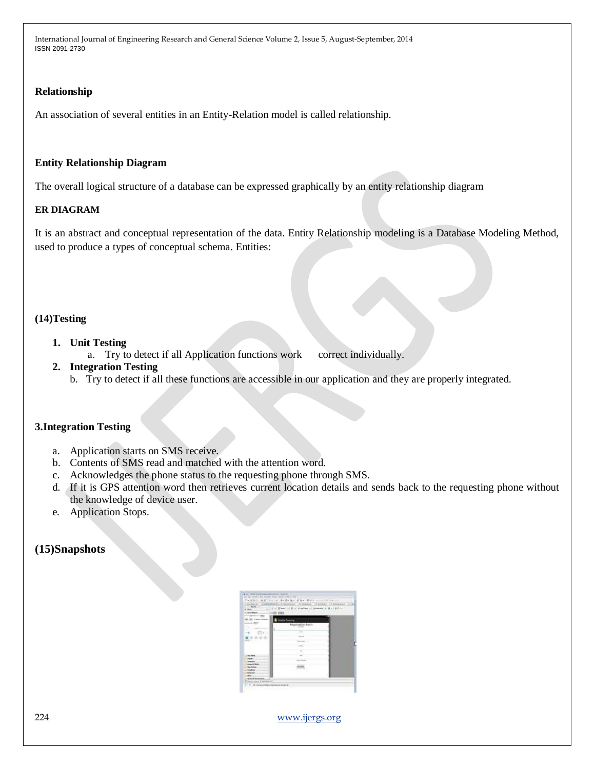**Relationship**

An association of several entities in an Entity-Relation model is called relationship.

**Entity Relationship Diagram**

The overall logical structure of a database can be expressed graphically by an entity relationship diagram

**ER DIAGRAM**

It is an abstract and conceptual representation of the data. Entity Relationship modeling is a Database Modeling Method, used to produce a types of conceptual schema. Entities:

## (14)Testing

1. **Unit Testing**
   a. Try to detect if all Application functions work correct individually.
2. **Integration Testing**
   b. Try to detect if all these functions are accessible in our application and they are properly integrated.

**3.Integration Testing**

a. Application starts on SMS receive.
b. Contents of SMS read and matched with the attention word.
c. Acknowledges the phone status to the requesting phone through SMS.
d. If it is GPS attention word then retrieves current location details and sends back to the requesting phone without the knowledge of device user.
e. Application Stops.

## (15)Snapshots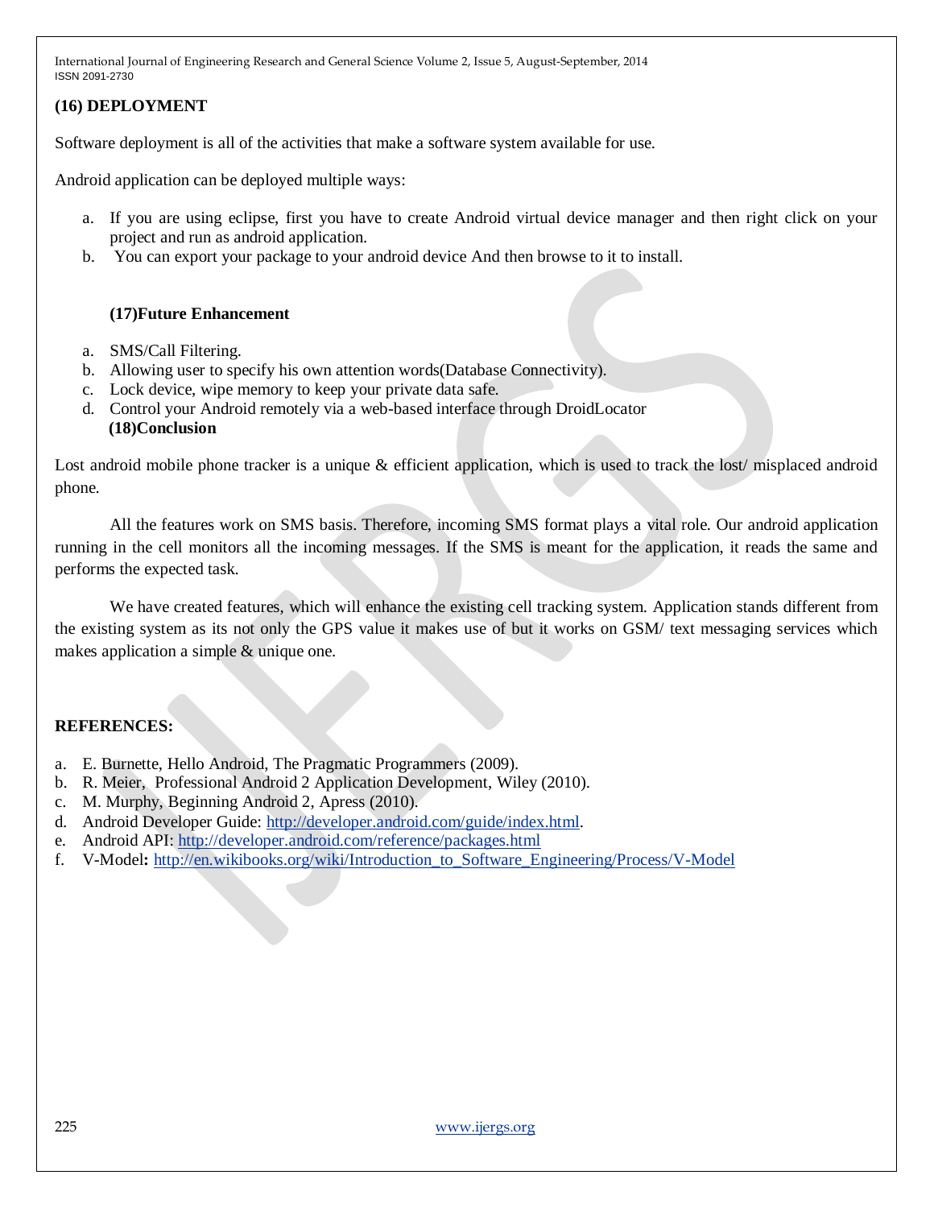## (16) DEPLOYMENT

Software deployment is all of the activities that make a software system available for use.

Android application can be deployed multiple ways:

a. If you are using eclipse, first you have to create Android virtual device manager and then right click on your project and run as android application.
b. You can export your package to your android device And then browse to it to install.

## (17)Future Enhancement

a. SMS/Call Filtering.
b. Allowing user to specify his own attention words(Database Connectivity).
c. Lock device, wipe memory to keep your private data safe.
d. Control your Android remotely via a web-based interface through DroidLocator

## (18)Conclusion

Lost android mobile phone tracker is a unique & efficient application, which is used to track the lost/ misplaced android phone.

All the features work on SMS basis. Therefore, incoming SMS format plays a vital role. Our android application running in the cell monitors all the incoming messages. If the SMS is meant for the application, it reads the same and performs the expected task.

We have created features, which will enhance the existing cell tracking system. Application stands different from the existing system as its not only the GPS value it makes use of but it works on GSM/ text messaging services which makes application a simple & unique one.

## REFERENCES:

a. E. Burnette, Hello Android, The Pragmatic Programmers (2009).
b. R. Meier, Professional Android 2 Application Development, Wiley (2010).
c. M. Murphy, Beginning Android 2, Apress (2010).
d. Android Developer Guide: http://developer.android.com/guide/index.html.
e. Android API: http://developer.android.com/reference/packages.html
f. V-Model**:** http://en.wikibooks.org/wiki/Introduction_to_Software_Engineering/Process/V-Model